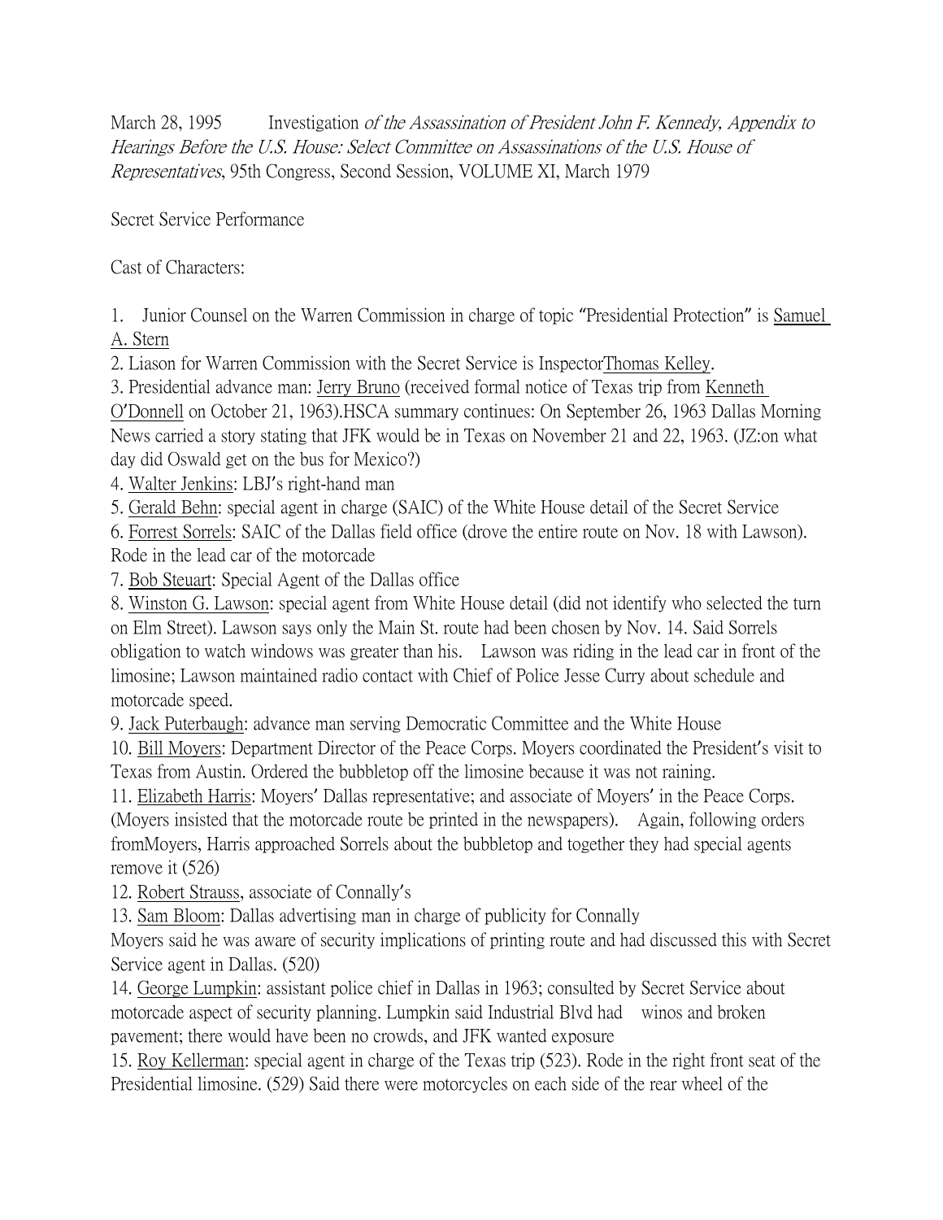March 28, 1995 Investigation *of the Assassination of President John F. Kennedy, Appendix to Hearings Before the U.S. House: Select Committee on Assassinations of the U.S. House of Representatives*, 95th Congress, Second Session, VOLUME XI, March 1979

Secret Service Performance

Cast of Characters:

1. Junior Counsel on the Warren Commission in charge of topic "Presidential Protection" is <u>Samuel A. Stern</u>
2. Liason for Warren Commission with the Secret Service is Inspector<u>Thomas Kelley</u>.
3. Presidential advance man: <u>Jerry Bruno</u> (received formal notice of Texas trip from <u>Kenneth O'Donnell</u> on October 21, 1963).HSCA summary continues: On September 26, 1963 Dallas Morning News carried a story stating that JFK would be in Texas on November 21 and 22, 1963. (JZ:on what day did Oswald get on the bus for Mexico?)
4. <u>Walter Jenkins</u>: LBJ's right-hand man
5. <u>Gerald Behn</u>: special agent in charge (SAIC) of the White House detail of the Secret Service
6. <u>Forrest Sorrels</u>: SAIC of the Dallas field office (drove the entire route on Nov. 18 with Lawson). Rode in the lead car of the motorcade
7. <u>Bob Steuart</u>: Special Agent of the Dallas office
8. <u>Winston G. Lawson</u>: special agent from White House detail (did not identify who selected the turn on Elm Street). Lawson says only the Main St. route had been chosen by Nov. 14. Said Sorrels obligation to watch windows was greater than his. Lawson was riding in the lead car in front of the limosine; Lawson maintained radio contact with Chief of Police Jesse Curry about schedule and motorcade speed.
9. <u>Jack Puterbaugh</u>: advance man serving Democratic Committee and the White House
10. <u>Bill Moyers</u>: Department Director of the Peace Corps. Moyers coordinated the President's visit to Texas from Austin. Ordered the bubbletop off the limosine because it was not raining.
11. <u>Elizabeth Harris</u>: Moyers' Dallas representative; and associate of Moyers' in the Peace Corps. (Moyers insisted that the motorcade route be printed in the newspapers). Again, following orders fromMoyers, Harris approached Sorrels about the bubbletop and together they had special agents remove it (526)
12. <u>Robert Strauss</u>, associate of Connally's
13. <u>Sam Bloom</u>: Dallas advertising man in charge of publicity for Connally

Moyers said he was aware of security implications of printing route and had discussed this with Secret Service agent in Dallas. (520)

14. <u>George Lumpkin</u>: assistant police chief in Dallas in 1963; consulted by Secret Service about motorcade aspect of security planning. Lumpkin said Industrial Blvd had winos and broken pavement; there would have been no crowds, and JFK wanted exposure
15. <u>Roy Kellerman</u>: special agent in charge of the Texas trip (523). Rode in the right front seat of the Presidential limosine. (529) Said there were motorcycles on each side of the rear wheel of the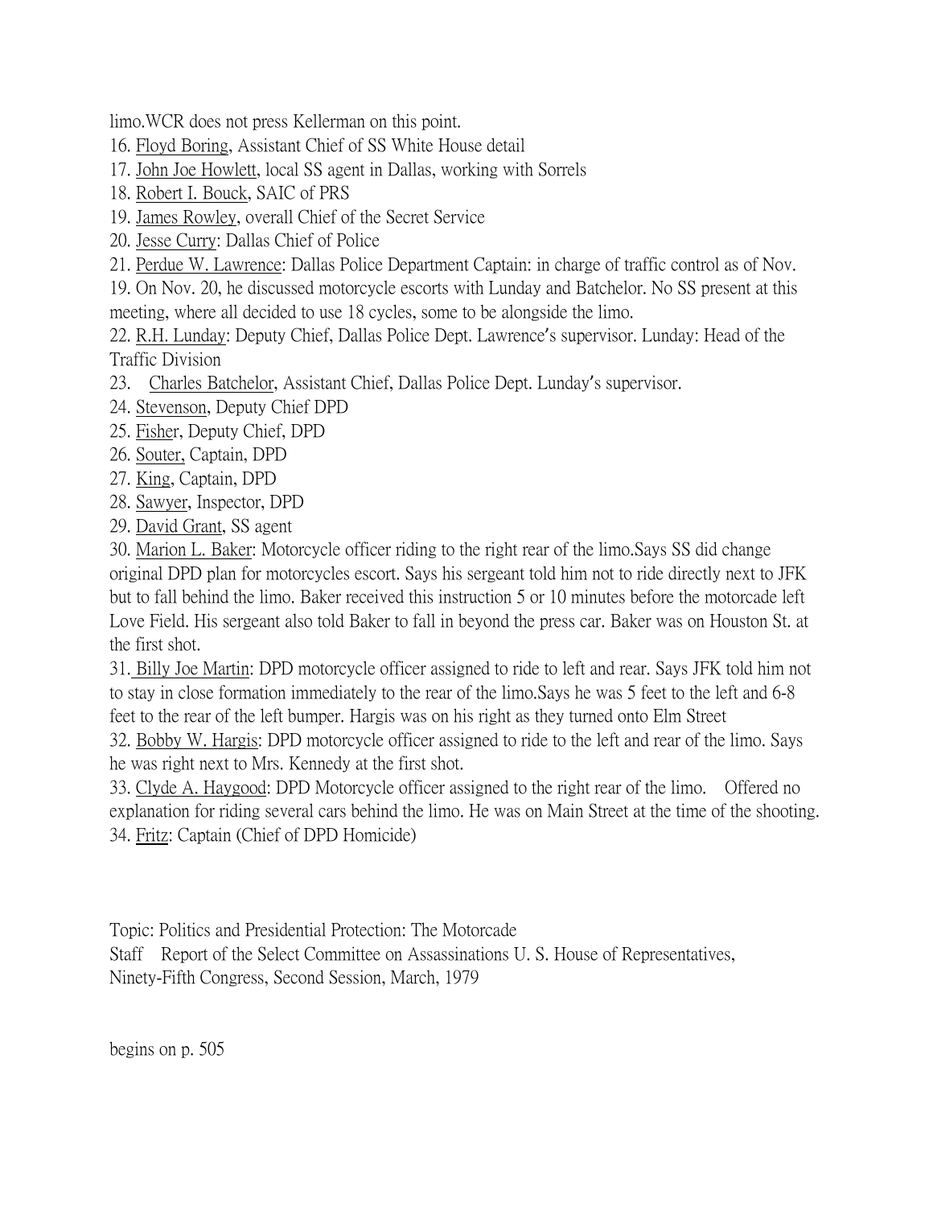limo.WCR does not press Kellerman on this point.

16. Floyd Boring, Assistant Chief of SS White House detail
17. John Joe Howlett, local SS agent in Dallas, working with Sorrels
18. Robert I. Bouck, SAIC of PRS
19. James Rowley, overall Chief of the Secret Service
20. Jesse Curry: Dallas Chief of Police
21. Perdue W. Lawrence: Dallas Police Department Captain: in charge of traffic control as of Nov. 19. On Nov. 20, he discussed motorcycle escorts with Lunday and Batchelor. No SS present at this meeting, where all decided to use 18 cycles, some to be alongside the limo.
22. R.H. Lunday: Deputy Chief, Dallas Police Dept. Lawrence's supervisor. Lunday: Head of the Traffic Division
23. Charles Batchelor, Assistant Chief, Dallas Police Dept. Lunday's supervisor.
24. Stevenson, Deputy Chief DPD
25. Fisher, Deputy Chief, DPD
26. Souter, Captain, DPD
27. King, Captain, DPD
28. Sawyer, Inspector, DPD
29. David Grant, SS agent
30. Marion L. Baker: Motorcycle officer riding to the right rear of the limo.Says SS did change original DPD plan for motorcycles escort. Says his sergeant told him not to ride directly next to JFK but to fall behind the limo. Baker received this instruction 5 or 10 minutes before the motorcade left Love Field. His sergeant also told Baker to fall in beyond the press car. Baker was on Houston St. at the first shot.
31. Billy Joe Martin: DPD motorcycle officer assigned to ride to left and rear. Says JFK told him not to stay in close formation immediately to the rear of the limo.Says he was 5 feet to the left and 6-8 feet to the rear of the left bumper. Hargis was on his right as they turned onto Elm Street
32. Bobby W. Hargis: DPD motorcycle officer assigned to ride to the left and rear of the limo. Says he was right next to Mrs. Kennedy at the first shot.
33. Clyde A. Haygood: DPD Motorcycle officer assigned to the right rear of the limo. Offered no explanation for riding several cars behind the limo. He was on Main Street at the time of the shooting.
34. Fritz: Captain (Chief of DPD Homicide)

Topic: Politics and Presidential Protection: The Motorcade
Staff Report of the Select Committee on Assassinations U. S. House of Representatives, Ninety-Fifth Congress, Second Session, March, 1979

begins on p. 505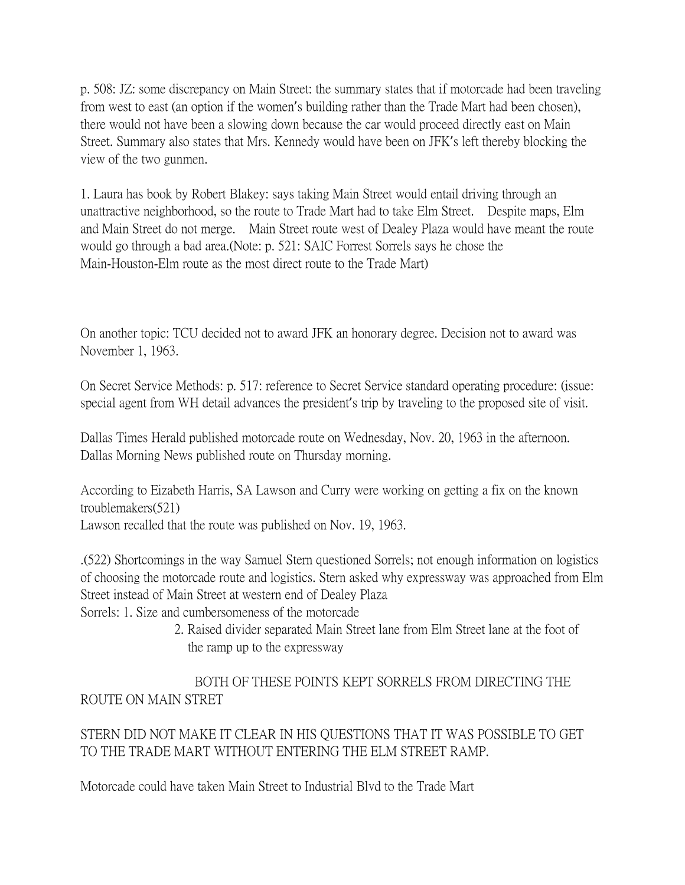p. 508: JZ: some discrepancy on Main Street: the summary states that if motorcade had been traveling from west to east (an option if the women's building rather than the Trade Mart had been chosen), there would not have been a slowing down because the car would proceed directly east on Main Street. Summary also states that Mrs. Kennedy would have been on JFK's left thereby blocking the view of the two gunmen.

1. Laura has book by Robert Blakey: says taking Main Street would entail driving through an unattractive neighborhood, so the route to Trade Mart had to take Elm Street. Despite maps, Elm and Main Street do not merge. Main Street route west of Dealey Plaza would have meant the route would go through a bad area.(Note: p. 521: SAIC Forrest Sorrels says he chose the Main-Houston-Elm route as the most direct route to the Trade Mart)

On another topic: TCU decided not to award JFK an honorary degree. Decision not to award was November 1, 1963.

On Secret Service Methods: p. 517: reference to Secret Service standard operating procedure: (issue: special agent from WH detail advances the president's trip by traveling to the proposed site of visit.

Dallas Times Herald published motorcade route on Wednesday, Nov. 20, 1963 in the afternoon. Dallas Morning News published route on Thursday morning.

According to Eizabeth Harris, SA Lawson and Curry were working on getting a fix on the known troublemakers(521)
Lawson recalled that the route was published on Nov. 19, 1963.

.(522) Shortcomings in the way Samuel Stern questioned Sorrels; not enough information on logistics of choosing the motorcade route and logistics. Stern asked why expressway was approached from Elm Street instead of Main Street at western end of Dealey Plaza

Sorrels: 1. Size and cumbersomeness of the motorcade
2. Raised divider separated Main Street lane from Elm Street lane at the foot of the ramp up to the expressway

BOTH OF THESE POINTS KEPT SORRELS FROM DIRECTING THE ROUTE ON MAIN STRET

STERN DID NOT MAKE IT CLEAR IN HIS QUESTIONS THAT IT WAS POSSIBLE TO GET TO THE TRADE MART WITHOUT ENTERING THE ELM STREET RAMP.

Motorcade could have taken Main Street to Industrial Blvd to the Trade Mart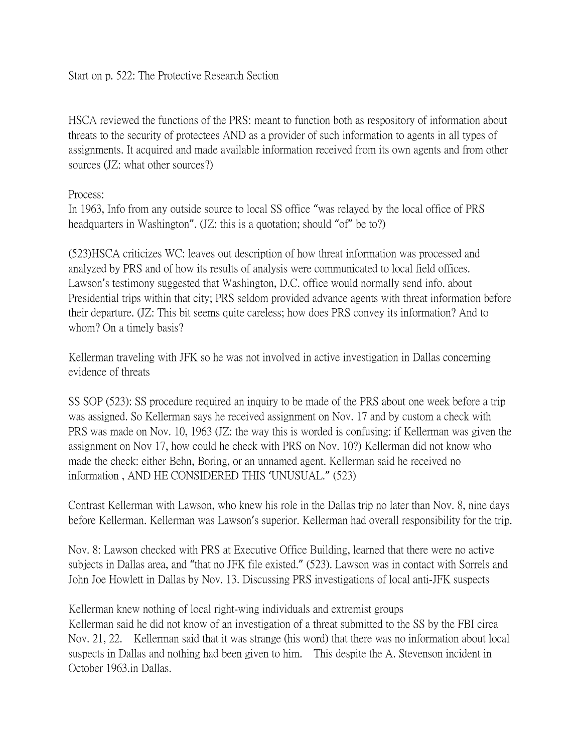Start on p. 522: The Protective Research Section

HSCA reviewed the functions of the PRS: meant to function both as respository of information about threats to the security of protectees AND as a provider of such information to agents in all types of assignments. It acquired and made available information received from its own agents and from other sources (JZ: what other sources?)

Process:
In 1963, Info from any outside source to local SS office "was relayed by the local office of PRS headquarters in Washington". (JZ: this is a quotation; should "of" be to?)

(523)HSCA criticizes WC: leaves out description of how threat information was processed and analyzed by PRS and of how its results of analysis were communicated to local field offices. Lawson's testimony suggested that Washington, D.C. office would normally send info. about Presidential trips within that city; PRS seldom provided advance agents with threat information before their departure. (JZ: This bit seems quite careless; how does PRS convey its information? And to whom? On a timely basis?

Kellerman traveling with JFK so he was not involved in active investigation in Dallas concerning evidence of threats

SS SOP (523): SS procedure required an inquiry to be made of the PRS about one week before a trip was assigned. So Kellerman says he received assignment on Nov. 17 and by custom a check with PRS was made on Nov. 10, 1963 (JZ: the way this is worded is confusing: if Kellerman was given the assignment on Nov 17, how could he check with PRS on Nov. 10?) Kellerman did not know who made the check: either Behn, Boring, or an unnamed agent. Kellerman said he received no information , AND HE CONSIDERED THIS 'UNUSUAL." (523)

Contrast Kellerman with Lawson, who knew his role in the Dallas trip no later than Nov. 8, nine days before Kellerman. Kellerman was Lawson's superior. Kellerman had overall responsibility for the trip.

Nov. 8: Lawson checked with PRS at Executive Office Building, learned that there were no active subjects in Dallas area, and "that no JFK file existed." (523). Lawson was in contact with Sorrels and John Joe Howlett in Dallas by Nov. 13. Discussing PRS investigations of local anti-JFK suspects

Kellerman knew nothing of local right-wing individuals and extremist groups
Kellerman said he did not know of an investigation of a threat submitted to the SS by the FBI circa Nov. 21, 22. Kellerman said that it was strange (his word) that there was no information about local suspects in Dallas and nothing had been given to him. This despite the A. Stevenson incident in October 1963.in Dallas.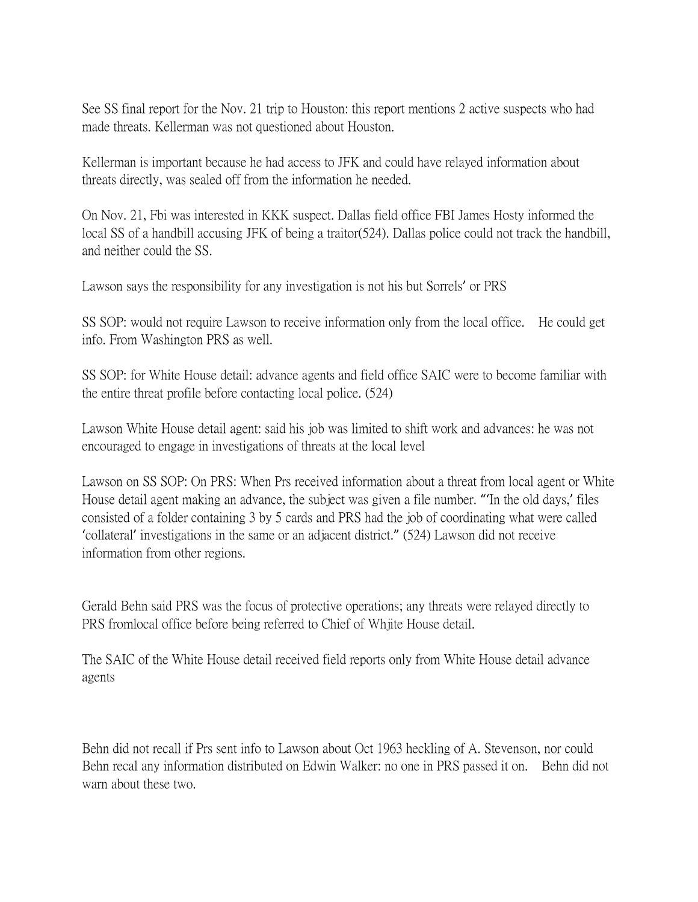See SS final report for the Nov. 21 trip to Houston: this report mentions 2 active suspects who had made threats. Kellerman was not questioned about Houston.

Kellerman is important because he had access to JFK and could have relayed information about threats directly, was sealed off from the information he needed.

On Nov. 21, Fbi was interested in KKK suspect. Dallas field office FBI James Hosty informed the local SS of a handbill accusing JFK of being a traitor(524). Dallas police could not track the handbill, and neither could the SS.

Lawson says the responsibility for any investigation is not his but Sorrels' or PRS

SS SOP: would not require Lawson to receive information only from the local office.   He could get info. From Washington PRS as well.

SS SOP: for White House detail: advance agents and field office SAIC were to become familiar with the entire threat profile before contacting local police. (524)

Lawson White House detail agent: said his job was limited to shift work and advances: he was not encouraged to engage in investigations of threats at the local level

Lawson on SS SOP: On PRS: When Prs received information about a threat from local agent or White House detail agent making an advance, the subject was given a file number. "'In the old days,' files consisted of a folder containing 3 by 5 cards and PRS had the job of coordinating what were called 'collateral' investigations in the same or an adjacent district." (524) Lawson did not receive information from other regions.

Gerald Behn said PRS was the focus of protective operations; any threats were relayed directly to PRS fromlocal office before being referred to Chief of Whjite House detail.

The SAIC of the White House detail received field reports only from White House detail advance agents

Behn did not recall if Prs sent info to Lawson about Oct 1963 heckling of A. Stevenson, nor could Behn recal any information distributed on Edwin Walker: no one in PRS passed it on.   Behn did not warn about these two.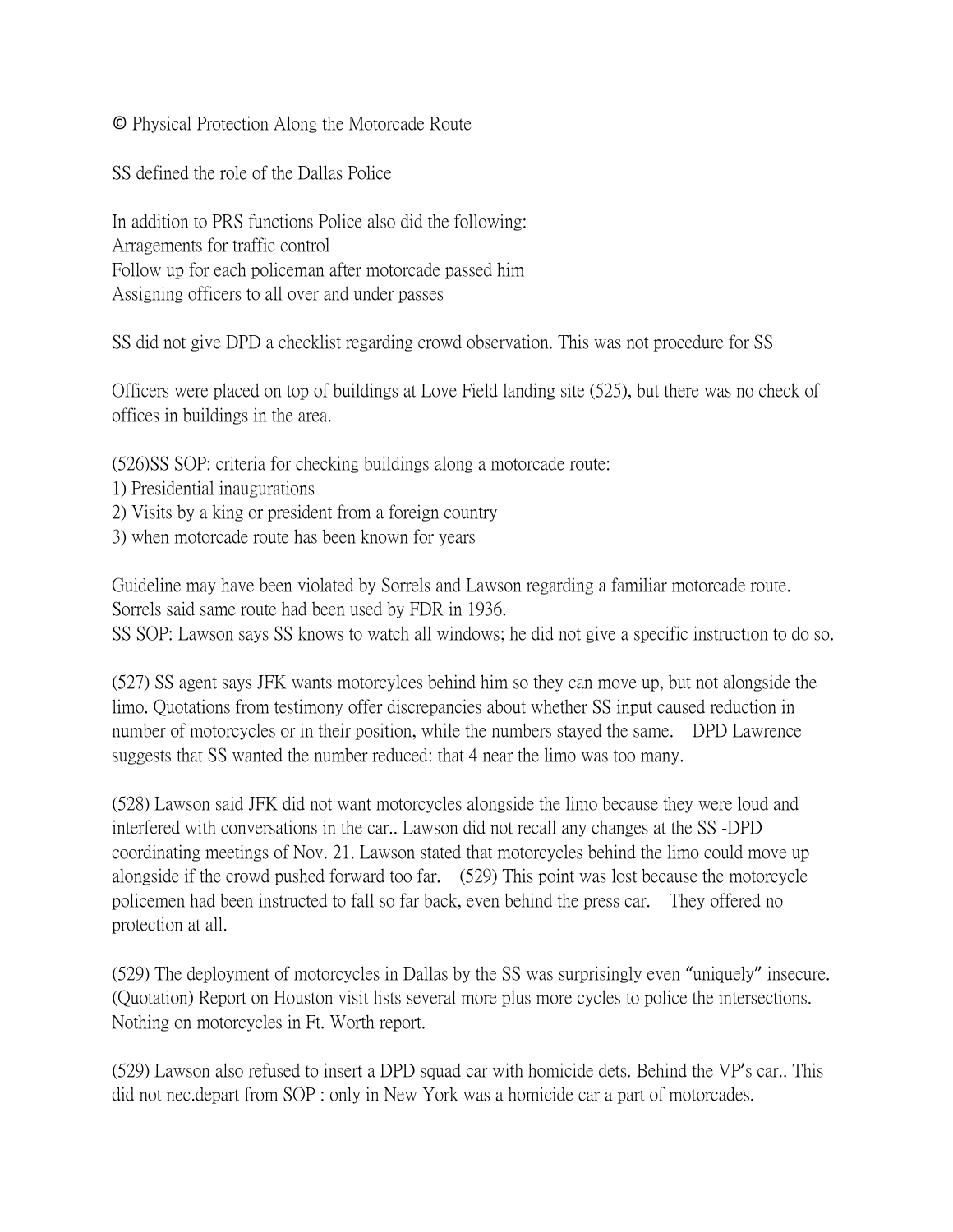© Physical Protection Along the Motorcade Route

SS defined the role of the Dallas Police

In addition to PRS functions Police also did the following:
Arragements for traffic control
Follow up for each policeman after motorcade passed him
Assigning officers to all over and under passes

SS did not give DPD a checklist regarding crowd observation. This was not procedure for SS

Officers were placed on top of buildings at Love Field landing site (525), but there was no check of offices in buildings in the area.

(526)SS SOP: criteria for checking buildings along a motorcade route:
1) Presidential inaugurations
2) Visits by a king or president from a foreign country
3) when motorcade route has been known for years

Guideline may have been violated by Sorrels and Lawson regarding a familiar motorcade route. Sorrels said same route had been used by FDR in 1936.
SS SOP: Lawson says SS knows to watch all windows; he did not give a specific instruction to do so.

(527) SS agent says JFK wants motorcylces behind him so they can move up, but not alongside the limo. Quotations from testimony offer discrepancies about whether SS input caused reduction in number of motorcycles or in their position, while the numbers stayed the same. DPD Lawrence suggests that SS wanted the number reduced: that 4 near the limo was too many.

(528) Lawson said JFK did not want motorcycles alongside the limo because they were loud and interfered with conversations in the car.. Lawson did not recall any changes at the SS -DPD coordinating meetings of Nov. 21. Lawson stated that motorcycles behind the limo could move up alongside if the crowd pushed forward too far. (529) This point was lost because the motorcycle policemen had been instructed to fall so far back, even behind the press car. They offered no protection at all.

(529) The deployment of motorcycles in Dallas by the SS was surprisingly even "uniquely" insecure. (Quotation) Report on Houston visit lists several more plus more cycles to police the intersections. Nothing on motorcycles in Ft. Worth report.

(529) Lawson also refused to insert a DPD squad car with homicide dets. Behind the VP's car.. This did not nec.depart from SOP : only in New York was a homicide car a part of motorcades.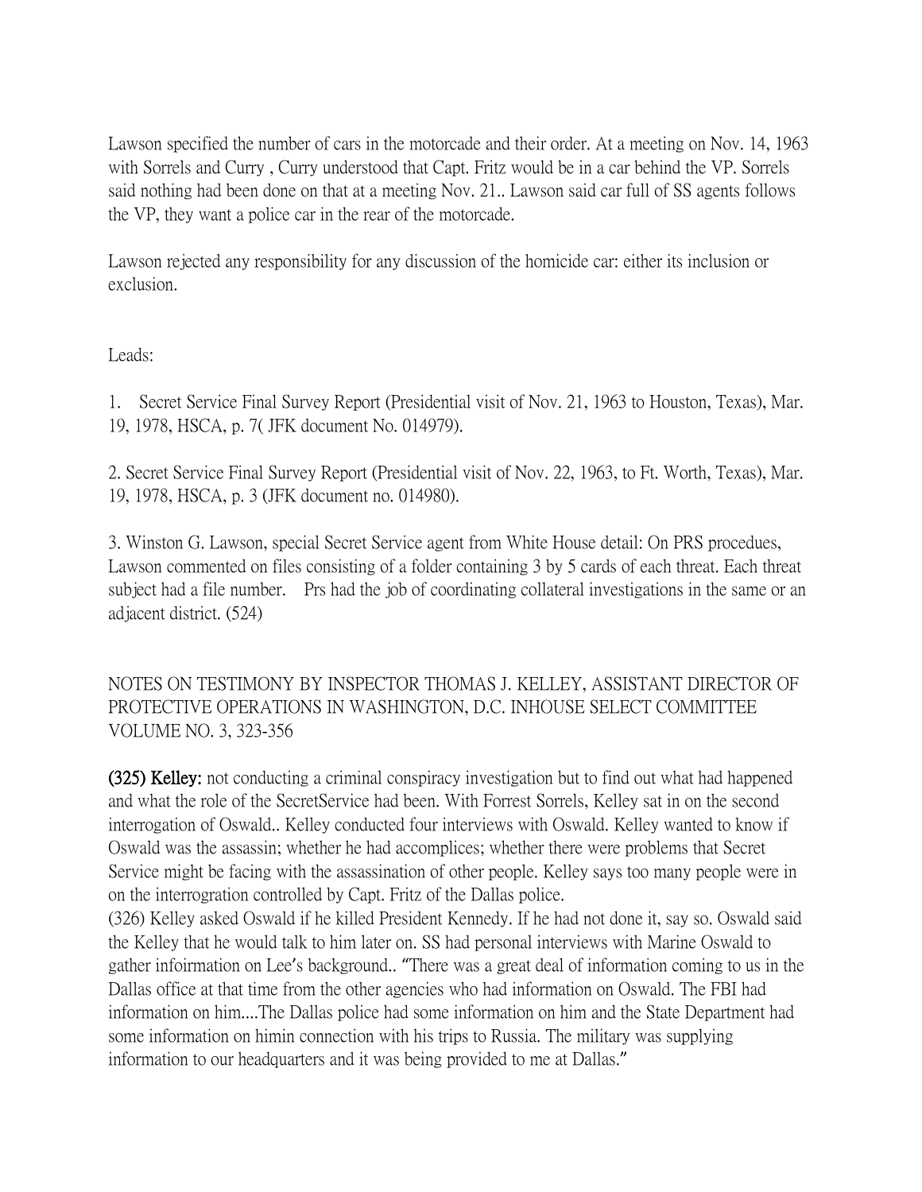Lawson specified the number of cars in the motorcade and their order. At a meeting on Nov. 14, 1963 with Sorrels and Curry , Curry understood that Capt. Fritz would be in a car behind the VP. Sorrels said nothing had been done on that at a meeting Nov. 21.. Lawson said car full of SS agents follows the VP, they want a police car in the rear of the motorcade.

Lawson rejected any responsibility for any discussion of the homicide car: either its inclusion or exclusion.

Leads:

1. Secret Service Final Survey Report (Presidential visit of Nov. 21, 1963 to Houston, Texas), Mar. 19, 1978, HSCA, p. 7( JFK document No. 014979).

2. Secret Service Final Survey Report (Presidential visit of Nov. 22, 1963, to Ft. Worth, Texas), Mar. 19, 1978, HSCA, p. 3 (JFK document no. 014980).

3. Winston G. Lawson, special Secret Service agent from White House detail: On PRS procedues, Lawson commented on files consisting of a folder containing 3 by 5 cards of each threat. Each threat subject had a file number. Prs had the job of coordinating collateral investigations in the same or an adjacent district. (524)

NOTES ON TESTIMONY BY INSPECTOR THOMAS J. KELLEY, ASSISTANT DIRECTOR OF PROTECTIVE OPERATIONS IN WASHINGTON, D.C. INHOUSE SELECT COMMITTEE VOLUME NO. 3, 323-356

**(325) Kelley:** not conducting a criminal conspiracy investigation but to find out what had happened and what the role of the SecretService had been. With Forrest Sorrels, Kelley sat in on the second interrogation of Oswald.. Kelley conducted four interviews with Oswald. Kelley wanted to know if Oswald was the assassin; whether he had accomplices; whether there were problems that Secret Service might be facing with the assassination of other people. Kelley says too many people were in on the interrogration controlled by Capt. Fritz of the Dallas police.
(326) Kelley asked Oswald if he killed President Kennedy. If he had not done it, say so. Oswald said the Kelley that he would talk to him later on. SS had personal interviews with Marine Oswald to gather infoirmation on Lee's background.. "There was a great deal of information coming to us in the Dallas office at that time from the other agencies who had information on Oswald. The FBI had information on him....The Dallas police had some information on him and the State Department had some information on himin connection with his trips to Russia. The military was supplying information to our headquarters and it was being provided to me at Dallas."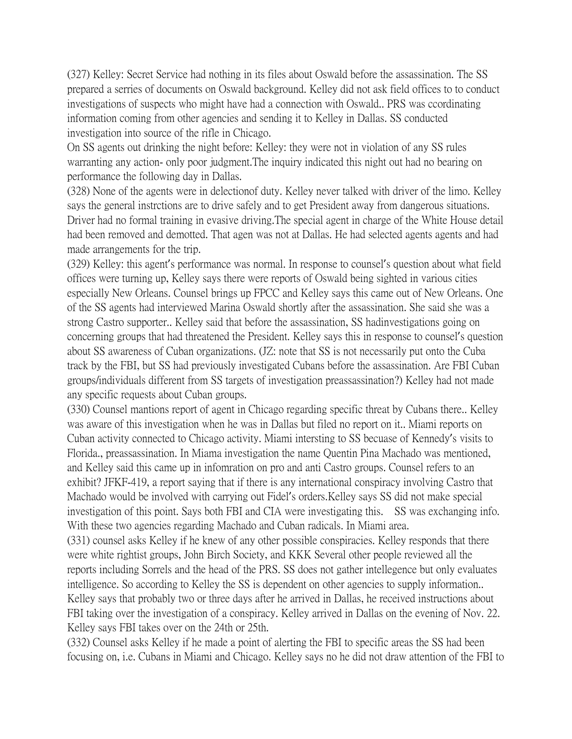(327) Kelley: Secret Service had nothing in its files about Oswald before the assassination. The SS prepared a serries of documents on Oswald background. Kelley did not ask field offices to to conduct investigations of suspects who might have had a connection with Oswald.. PRS was ccordinating information coming from other agencies and sending it to Kelley in Dallas. SS conducted investigation into source of the rifle in Chicago.

On SS agents out drinking the night before: Kelley: they were not in violation of any SS rules warranting any action- only poor judgment.The inquiry indicated this night out had no bearing on performance the following day in Dallas.

(328) None of the agents were in delectionof duty. Kelley never talked with driver of the limo. Kelley says the general instrctions are to drive safely and to get President away from dangerous situations. Driver had no formal training in evasive driving.The special agent in charge of the White House detail had been removed and demotted. That agen was not at Dallas. He had selected agents agents and had made arrangements for the trip.

(329) Kelley: this agent's performance was normal. In response to counsel's question about what field offices were turning up, Kelley says there were reports of Oswald being sighted in various cities especially New Orleans. Counsel brings up FPCC and Kelley says this came out of New Orleans. One of the SS agents had interviewed Marina Oswald shortly after the assassination. She said she was a strong Castro supporter.. Kelley said that before the assassination, SS hadinvestigations going on concerning groups that had threatened the President. Kelley says this in response to counsel's question about SS awareness of Cuban organizations. (JZ: note that SS is not necessarily put onto the Cuba track by the FBI, but SS had previously investigated Cubans before the assassination. Are FBI Cuban groups/individuals different from SS targets of investigation preassassination?) Kelley had not made any specific requests about Cuban groups.

(330) Counsel mantions report of agent in Chicago regarding specific threat by Cubans there.. Kelley was aware of this investigation when he was in Dallas but filed no report on it.. Miami reports on Cuban activity connected to Chicago activity. Miami intersting to SS becuase of Kennedy's visits to Florida., preassassination. In Miama investigation the name Quentin Pina Machado was mentioned, and Kelley said this came up in infomration on pro and anti Castro groups. Counsel refers to an exhibit? JFKF-419, a report saying that if there is any international conspiracy involving Castro that Machado would be involved with carrying out Fidel's orders.Kelley says SS did not make special investigation of this point. Says both FBI and CIA were investigating this. SS was exchanging info. With these two agencies regarding Machado and Cuban radicals. In Miami area.

(331) counsel asks Kelley if he knew of any other possible conspiracies. Kelley responds that there were white rightist groups, John Birch Society, and KKK Several other people reviewed all the reports including Sorrels and the head of the PRS. SS does not gather intellegence but only evaluates intelligence. So according to Kelley the SS is dependent on other agencies to supply information.. Kelley says that probably two or three days after he arrived in Dallas, he received instructions about FBI taking over the investigation of a conspiracy. Kelley arrived in Dallas on the evening of Nov. 22. Kelley says FBI takes over on the 24th or 25th.

(332) Counsel asks Kelley if he made a point of alerting the FBI to specific areas the SS had been focusing on, i.e. Cubans in Miami and Chicago. Kelley says no he did not draw attention of the FBI to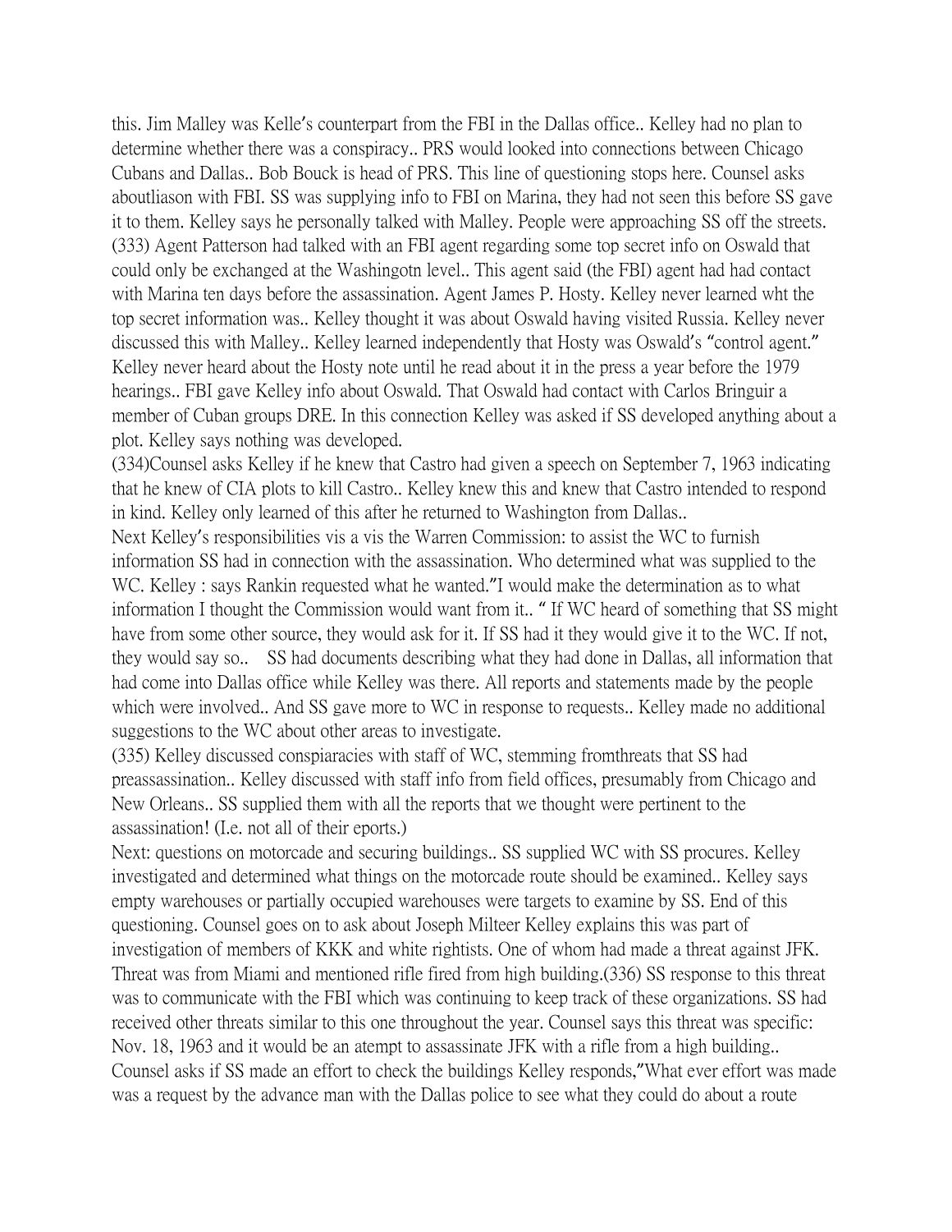this. Jim Malley was Kelle's counterpart from the FBI in the Dallas office.. Kelley had no plan to determine whether there was a conspiracy.. PRS would looked into connections between Chicago Cubans and Dallas.. Bob Bouck is head of PRS. This line of questioning stops here. Counsel asks aboutliason with FBI. SS was supplying info to FBI on Marina, they had not seen this before SS gave it to them. Kelley says he personally talked with Malley. People were approaching SS off the streets.
(333) Agent Patterson had talked with an FBI agent regarding some top secret info on Oswald that could only be exchanged at the Washingotn level.. This agent said (the FBI) agent had had contact with Marina ten days before the assassination. Agent James P. Hosty. Kelley never learned wht the top secret information was.. Kelley thought it was about Oswald having visited Russia. Kelley never discussed this with Malley.. Kelley learned independently that Hosty was Oswald's "control agent." Kelley never heard about the Hosty note until he read about it in the press a year before the 1979 hearings.. FBI gave Kelley info about Oswald. That Oswald had contact with Carlos Bringuir a member of Cuban groups DRE. In this connection Kelley was asked if SS developed anything about a plot. Kelley says nothing was developed.
(334)Counsel asks Kelley if he knew that Castro had given a speech on September 7, 1963 indicating that he knew of CIA plots to kill Castro.. Kelley knew this and knew that Castro intended to respond in kind. Kelley only learned of this after he returned to Washington from Dallas..
Next Kelley's responsibilities vis a vis the Warren Commission: to assist the WC to furnish information SS had in connection with the assassination. Who determined what was supplied to the WC. Kelley : says Rankin requested what he wanted."I would make the determination as to what information I thought the Commission would want from it.. " If WC heard of something that SS might have from some other source, they would ask for it. If SS had it they would give it to the WC. If not, they would say so.. SS had documents describing what they had done in Dallas, all information that had come into Dallas office while Kelley was there. All reports and statements made by the people which were involved.. And SS gave more to WC in response to requests.. Kelley made no additional suggestions to the WC about other areas to investigate.
(335) Kelley discussed conspiaracies with staff of WC, stemming fromthreats that SS had preassassination.. Kelley discussed with staff info from field offices, presumably from Chicago and New Orleans.. SS supplied them with all the reports that we thought were pertinent to the assassination! (I.e. not all of their eports.)
Next: questions on motorcade and securing buildings.. SS supplied WC with SS procures. Kelley investigated and determined what things on the motorcade route should be examined.. Kelley says empty warehouses or partially occupied warehouses were targets to examine by SS. End of this questioning. Counsel goes on to ask about Joseph Milteer Kelley explains this was part of investigation of members of KKK and white rightists. One of whom had made a threat against JFK. Threat was from Miami and mentioned rifle fired from high building.(336) SS response to this threat was to communicate with the FBI which was continuing to keep track of these organizations. SS had received other threats similar to this one throughout the year. Counsel says this threat was specific: Nov. 18, 1963 and it would be an atempt to assassinate JFK with a rifle from a high building.. Counsel asks if SS made an effort to check the buildings Kelley responds,"What ever effort was made was a request by the advance man with the Dallas police to see what they could do about a route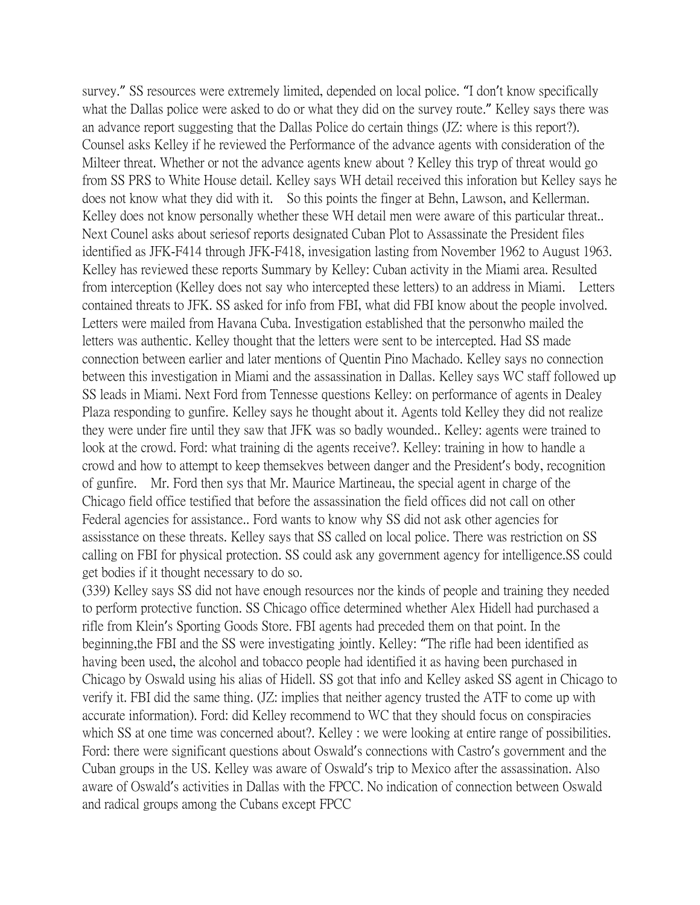survey." SS resources were extremely limited, depended on local police. "I don't know specifically what the Dallas police were asked to do or what they did on the survey route." Kelley says there was an advance report suggesting that the Dallas Police do certain things (JZ: where is this report?). Counsel asks Kelley if he reviewed the Performance of the advance agents with consideration of the Milteer threat. Whether or not the advance agents knew about ? Kelley this tryp of threat would go from SS PRS to White House detail. Kelley says WH detail received this inforation but Kelley says he does not know what they did with it.  So this points the finger at Behn, Lawson, and Kellerman. Kelley does not know personally whether these WH detail men were aware of this particular threat.. Next Counel asks about seriesof reports designated Cuban Plot to Assassinate the President files identified as JFK-F414 through JFK-F418, invesigation lasting from November 1962 to August 1963. Kelley has reviewed these reports Summary by Kelley: Cuban activity in the Miami area. Resulted from interception (Kelley does not say who intercepted these letters) to an address in Miami.  Letters contained threats to JFK. SS asked for info from FBI, what did FBI know about the people involved. Letters were mailed from Havana Cuba. Investigation established that the personwho mailed the letters was authentic. Kelley thought that the letters were sent to be intercepted. Had SS made connection between earlier and later mentions of Quentin Pino Machado. Kelley says no connection between this investigation in Miami and the assassination in Dallas. Kelley says WC staff followed up SS leads in Miami. Next Ford from Tennesse questions Kelley: on performance of agents in Dealey Plaza responding to gunfire. Kelley says he thought about it. Agents told Kelley they did not realize they were under fire until they saw that JFK was so badly wounded.. Kelley: agents were trained to look at the crowd. Ford: what training di the agents receive?. Kelley: training in how to handle a crowd and how to attempt to keep themsekves between danger and the President's body, recognition of gunfire.  Mr. Ford then sys that Mr. Maurice Martineau, the special agent in charge of the Chicago field office testified that before the assassination the field offices did not call on other Federal agencies for assistance.. Ford wants to know why SS did not ask other agencies for assisstance on these threats. Kelley says that SS called on local police. There was restriction on SS calling on FBI for physical protection. SS could ask any government agency for intelligence.SS could get bodies if it thought necessary to do so.

(339) Kelley says SS did not have enough resources nor the kinds of people and training they needed to perform protective function. SS Chicago office determined whether Alex Hidell had purchased a rifle from Klein's Sporting Goods Store. FBI agents had preceded them on that point. In the beginning,the FBI and the SS were investigating jointly. Kelley: "The rifle had been identified as having been used, the alcohol and tobacco people had identified it as having been purchased in Chicago by Oswald using his alias of Hidell. SS got that info and Kelley asked SS agent in Chicago to verify it. FBI did the same thing. (JZ: implies that neither agency trusted the ATF to come up with accurate information). Ford: did Kelley recommend to WC that they should focus on conspiracies which SS at one time was concerned about?. Kelley : we were looking at entire range of possibilities. Ford: there were significant questions about Oswald's connections with Castro's government and the Cuban groups in the US. Kelley was aware of Oswald's trip to Mexico after the assassination. Also aware of Oswald's activities in Dallas with the FPCC. No indication of connection between Oswald and radical groups among the Cubans except FPCC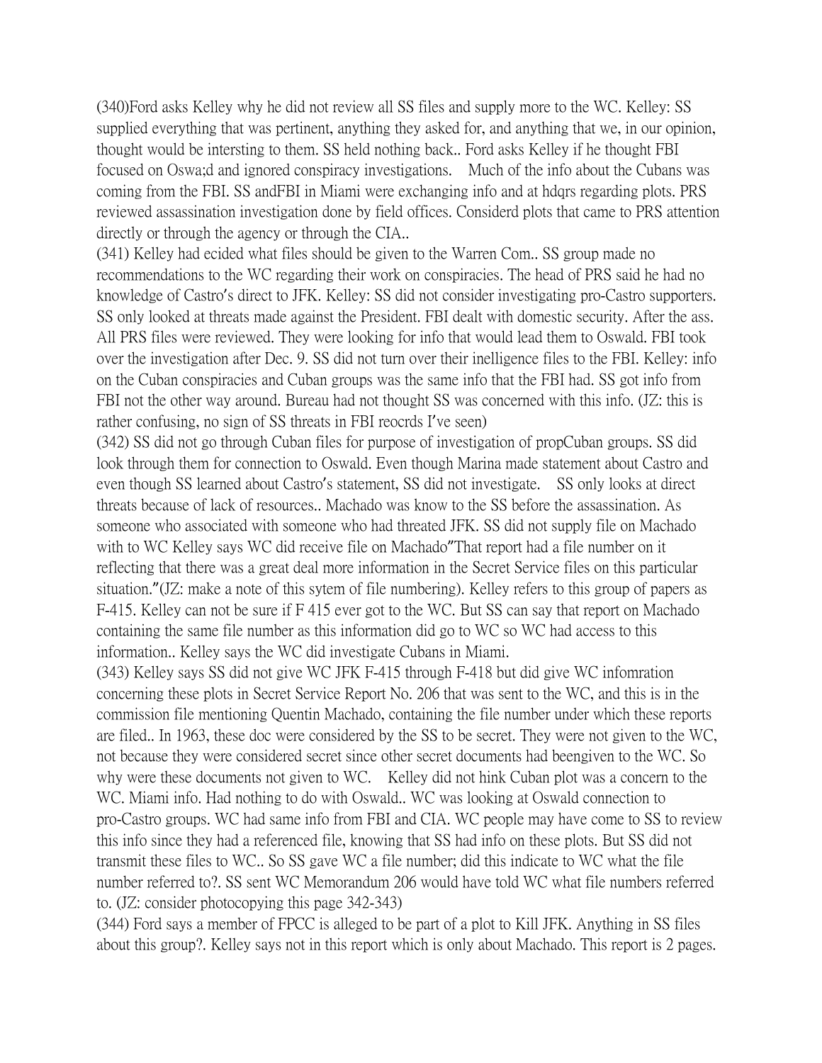(340)Ford asks Kelley why he did not review all SS files and supply more to the WC. Kelley: SS supplied everything that was pertinent, anything they asked for, and anything that we, in our opinion, thought would be intersting to them. SS held nothing back.. Ford asks Kelley if he thought FBI focused on Oswa;d and ignored conspiracy investigations. Much of the info about the Cubans was coming from the FBI. SS andFBI in Miami were exchanging info and at hdqrs regarding plots. PRS reviewed assassination investigation done by field offices. Considerd plots that came to PRS attention directly or through the agency or through the CIA..

(341) Kelley had ecided what files should be given to the Warren Com.. SS group made no recommendations to the WC regarding their work on conspiracies. The head of PRS said he had no knowledge of Castro's direct to JFK. Kelley: SS did not consider investigating pro-Castro supporters. SS only looked at threats made against the President. FBI dealt with domestic security. After the ass. All PRS files were reviewed. They were looking for info that would lead them to Oswald. FBI took over the investigation after Dec. 9. SS did not turn over their inelligence files to the FBI. Kelley: info on the Cuban conspiracies and Cuban groups was the same info that the FBI had. SS got info from FBI not the other way around. Bureau had not thought SS was concerned with this info. (JZ: this is rather confusing, no sign of SS threats in FBI reocrds I've seen)

(342) SS did not go through Cuban files for purpose of investigation of propCuban groups. SS did look through them for connection to Oswald. Even though Marina made statement about Castro and even though SS learned about Castro's statement, SS did not investigate. SS only looks at direct threats because of lack of resources.. Machado was know to the SS before the assassination. As someone who associated with someone who had threated JFK. SS did not supply file on Machado with to WC Kelley says WC did receive file on Machado"That report had a file number on it reflecting that there was a great deal more information in the Secret Service files on this particular situation."(JZ: make a note of this sytem of file numbering). Kelley refers to this group of papers as F-415. Kelley can not be sure if F 415 ever got to the WC. But SS can say that report on Machado containing the same file number as this information did go to WC so WC had access to this information.. Kelley says the WC did investigate Cubans in Miami.

(343) Kelley says SS did not give WC JFK F-415 through F-418 but did give WC infomration concerning these plots in Secret Service Report No. 206 that was sent to the WC, and this is in the commission file mentioning Quentin Machado, containing the file number under which these reports are filed.. In 1963, these doc were considered by the SS to be secret. They were not given to the WC, not because they were considered secret since other secret documents had beengiven to the WC. So why were these documents not given to WC. Kelley did not hink Cuban plot was a concern to the WC. Miami info. Had nothing to do with Oswald.. WC was looking at Oswald connection to pro-Castro groups. WC had same info from FBI and CIA. WC people may have come to SS to review this info since they had a referenced file, knowing that SS had info on these plots. But SS did not transmit these files to WC.. So SS gave WC a file number; did this indicate to WC what the file number referred to?. SS sent WC Memorandum 206 would have told WC what file numbers referred to. (JZ: consider photocopying this page 342-343)

(344) Ford says a member of FPCC is alleged to be part of a plot to Kill JFK. Anything in SS files about this group?. Kelley says not in this report which is only about Machado. This report is 2 pages.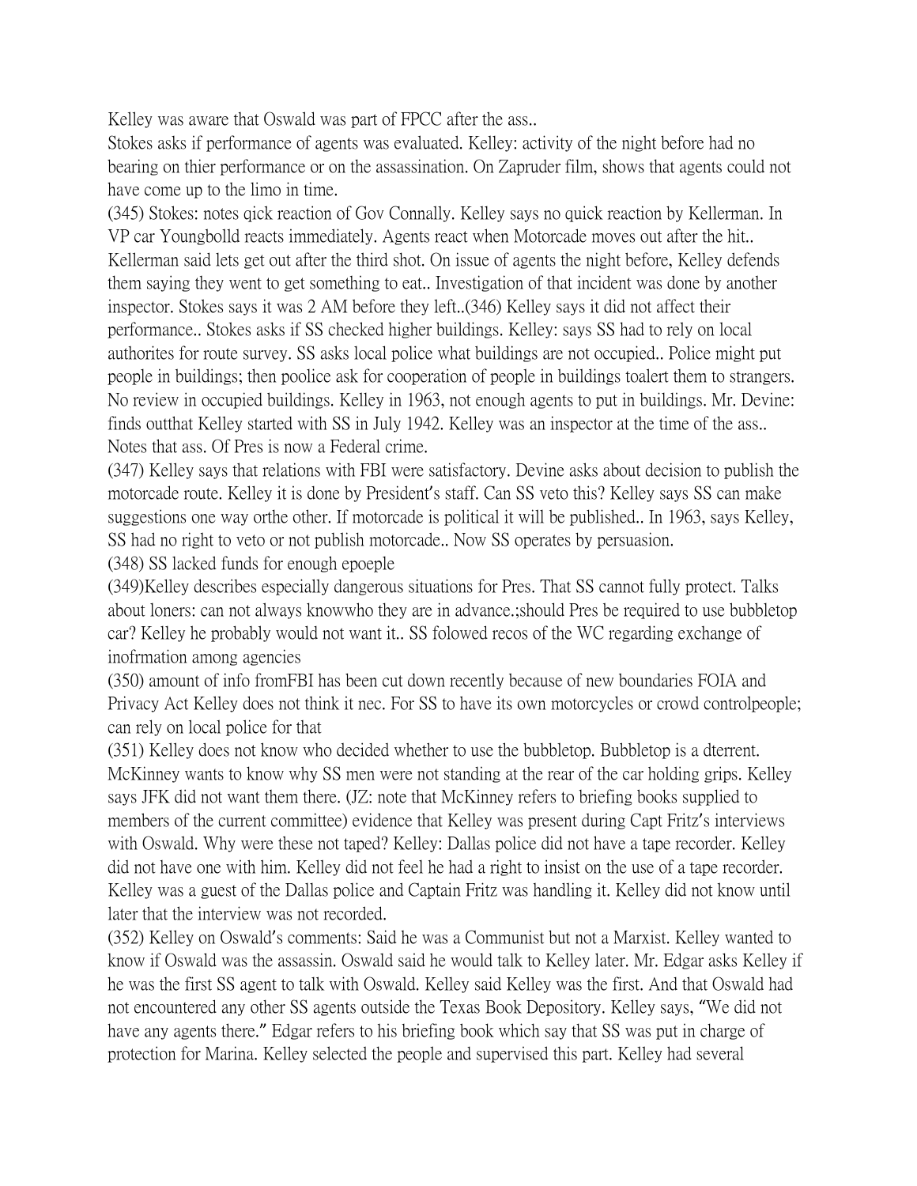Kelley was aware that Oswald was part of FPCC after the ass..

Stokes asks if performance of agents was evaluated. Kelley: activity of the night before had no bearing on thier performance or on the assassination. On Zapruder film, shows that agents could not have come up to the limo in time.

(345) Stokes: notes qick reaction of Gov Connally. Kelley says no quick reaction by Kellerman. In VP car Youngbolld reacts immediately. Agents react when Motorcade moves out after the hit.. Kellerman said lets get out after the third shot. On issue of agents the night before, Kelley defends them saying they went to get something to eat.. Investigation of that incident was done by another inspector. Stokes says it was 2 AM before they left..(346) Kelley says it did not affect their performance.. Stokes asks if SS checked higher buildings. Kelley: says SS had to rely on local authorites for route survey. SS asks local police what buildings are not occupied.. Police might put people in buildings; then poolice ask for cooperation of people in buildings toalert them to strangers. No review in occupied buildings. Kelley in 1963, not enough agents to put in buildings. Mr. Devine: finds outthat Kelley started with SS in July 1942. Kelley was an inspector at the time of the ass.. Notes that ass. Of Pres is now a Federal crime.

(347) Kelley says that relations with FBI were satisfactory. Devine asks about decision to publish the motorcade route. Kelley it is done by President's staff. Can SS veto this? Kelley says SS can make suggestions one way orthe other. If motorcade is political it will be published.. In 1963, says Kelley, SS had no right to veto or not publish motorcade.. Now SS operates by persuasion.

(348) SS lacked funds for enough epoeple

(349)Kelley describes especially dangerous situations for Pres. That SS cannot fully protect. Talks about loners: can not always knowwho they are in advance.;should Pres be required to use bubbletop car? Kelley he probably would not want it.. SS folowed recos of the WC regarding exchange of inofrmation among agencies

(350) amount of info fromFBI has been cut down recently because of new boundaries FOIA and Privacy Act Kelley does not think it nec. For SS to have its own motorcycles or crowd controlpeople; can rely on local police for that

(351) Kelley does not know who decided whether to use the bubbletop. Bubbletop is a dterrent. McKinney wants to know why SS men were not standing at the rear of the car holding grips. Kelley says JFK did not want them there. (JZ: note that McKinney refers to briefing books supplied to members of the current committee) evidence that Kelley was present during Capt Fritz's interviews with Oswald. Why were these not taped? Kelley: Dallas police did not have a tape recorder. Kelley did not have one with him. Kelley did not feel he had a right to insist on the use of a tape recorder. Kelley was a guest of the Dallas police and Captain Fritz was handling it. Kelley did not know until later that the interview was not recorded.

(352) Kelley on Oswald's comments: Said he was a Communist but not a Marxist. Kelley wanted to know if Oswald was the assassin. Oswald said he would talk to Kelley later. Mr. Edgar asks Kelley if he was the first SS agent to talk with Oswald. Kelley said Kelley was the first. And that Oswald had not encountered any other SS agents outside the Texas Book Depository. Kelley says, "We did not have any agents there." Edgar refers to his briefing book which say that SS was put in charge of protection for Marina. Kelley selected the people and supervised this part. Kelley had several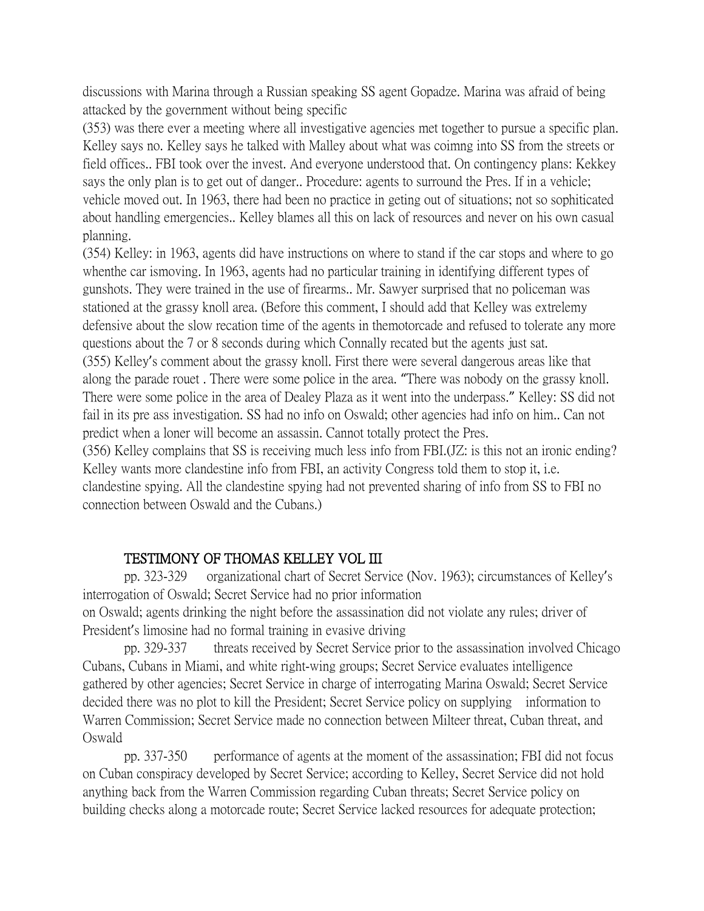discussions with Marina through a Russian speaking SS agent Gopadze. Marina was afraid of being attacked by the government without being specific

(353) was there ever a meeting where all investigative agencies met together to pursue a specific plan. Kelley says no. Kelley says he talked with Malley about what was coimng into SS from the streets or field offices.. FBI took over the invest. And everyone understood that. On contingency plans: Kekkey says the only plan is to get out of danger.. Procedure: agents to surround the Pres. If in a vehicle; vehicle moved out. In 1963, there had been no practice in geting out of situations; not so sophiticated about handling emergencies.. Kelley blames all this on lack of resources and never on his own casual planning.

(354) Kelley: in 1963, agents did have instructions on where to stand if the car stops and where to go whenthe car ismoving. In 1963, agents had no particular training in identifying different types of gunshots. They were trained in the use of firearms.. Mr. Sawyer surprised that no policeman was stationed at the grassy knoll area. (Before this comment, I should add that Kelley was extrelemy defensive about the slow recation time of the agents in themotorcade and refused to tolerate any more questions about the 7 or 8 seconds during which Connally recated but the agents just sat.

(355) Kelley's comment about the grassy knoll. First there were several dangerous areas like that along the parade rouet . There were some police in the area. "There was nobody on the grassy knoll. There were some police in the area of Dealey Plaza as it went into the underpass." Kelley: SS did not fail in its pre ass investigation. SS had no info on Oswald; other agencies had info on him.. Can not predict when a loner will become an assassin. Cannot totally protect the Pres.

(356) Kelley complains that SS is receiving much less info from FBI.(JZ: is this not an ironic ending? Kelley wants more clandestine info from FBI, an activity Congress told them to stop it, i.e. clandestine spying. All the clandestine spying had not prevented sharing of info from SS to FBI no connection between Oswald and the Cubans.)

## TESTIMONY OF THOMAS KELLEY VOL III

pp. 323-329 organizational chart of Secret Service (Nov. 1963); circumstances of Kelley's interrogation of Oswald; Secret Service had no prior information on Oswald; agents drinking the night before the assassination did not violate any rules; driver of President's limosine had no formal training in evasive driving

pp. 329-337 threats received by Secret Service prior to the assassination involved Chicago Cubans, Cubans in Miami, and white right-wing groups; Secret Service evaluates intelligence gathered by other agencies; Secret Service in charge of interrogating Marina Oswald; Secret Service decided there was no plot to kill the President; Secret Service policy on supplying information to Warren Commission; Secret Service made no connection between Milteer threat, Cuban threat, and Oswald

pp. 337-350 performance of agents at the moment of the assassination; FBI did not focus on Cuban conspiracy developed by Secret Service; according to Kelley, Secret Service did not hold anything back from the Warren Commission regarding Cuban threats; Secret Service policy on building checks along a motorcade route; Secret Service lacked resources for adequate protection;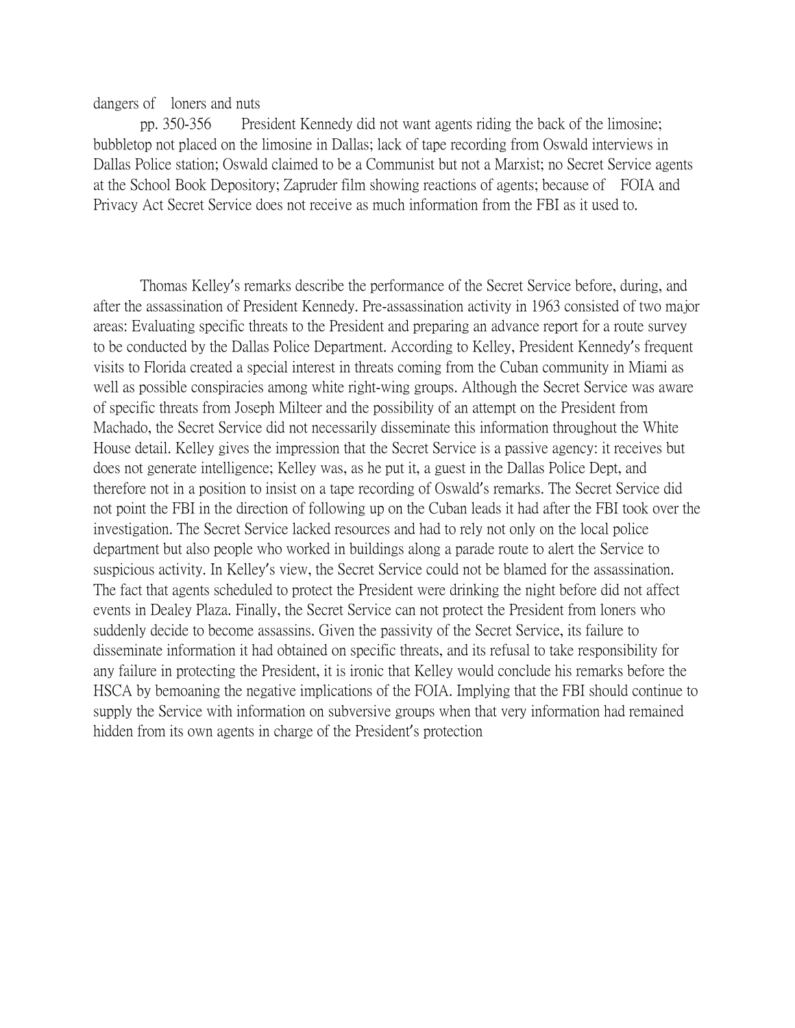dangers of loners and nuts

pp. 350-356 President Kennedy did not want agents riding the back of the limosine; bubbletop not placed on the limosine in Dallas; lack of tape recording from Oswald interviews in Dallas Police station; Oswald claimed to be a Communist but not a Marxist; no Secret Service agents at the School Book Depository; Zapruder film showing reactions of agents; because of FOIA and Privacy Act Secret Service does not receive as much information from the FBI as it used to.

Thomas Kelley's remarks describe the performance of the Secret Service before, during, and after the assassination of President Kennedy. Pre-assassination activity in 1963 consisted of two major areas: Evaluating specific threats to the President and preparing an advance report for a route survey to be conducted by the Dallas Police Department. According to Kelley, President Kennedy's frequent visits to Florida created a special interest in threats coming from the Cuban community in Miami as well as possible conspiracies among white right-wing groups. Although the Secret Service was aware of specific threats from Joseph Milteer and the possibility of an attempt on the President from Machado, the Secret Service did not necessarily disseminate this information throughout the White House detail. Kelley gives the impression that the Secret Service is a passive agency: it receives but does not generate intelligence; Kelley was, as he put it, a guest in the Dallas Police Dept, and therefore not in a position to insist on a tape recording of Oswald's remarks. The Secret Service did not point the FBI in the direction of following up on the Cuban leads it had after the FBI took over the investigation. The Secret Service lacked resources and had to rely not only on the local police department but also people who worked in buildings along a parade route to alert the Service to suspicious activity. In Kelley's view, the Secret Service could not be blamed for the assassination. The fact that agents scheduled to protect the President were drinking the night before did not affect events in Dealey Plaza. Finally, the Secret Service can not protect the President from loners who suddenly decide to become assassins. Given the passivity of the Secret Service, its failure to disseminate information it had obtained on specific threats, and its refusal to take responsibility for any failure in protecting the President, it is ironic that Kelley would conclude his remarks before the HSCA by bemoaning the negative implications of the FOIA. Implying that the FBI should continue to supply the Service with information on subversive groups when that very information had remained hidden from its own agents in charge of the President's protection